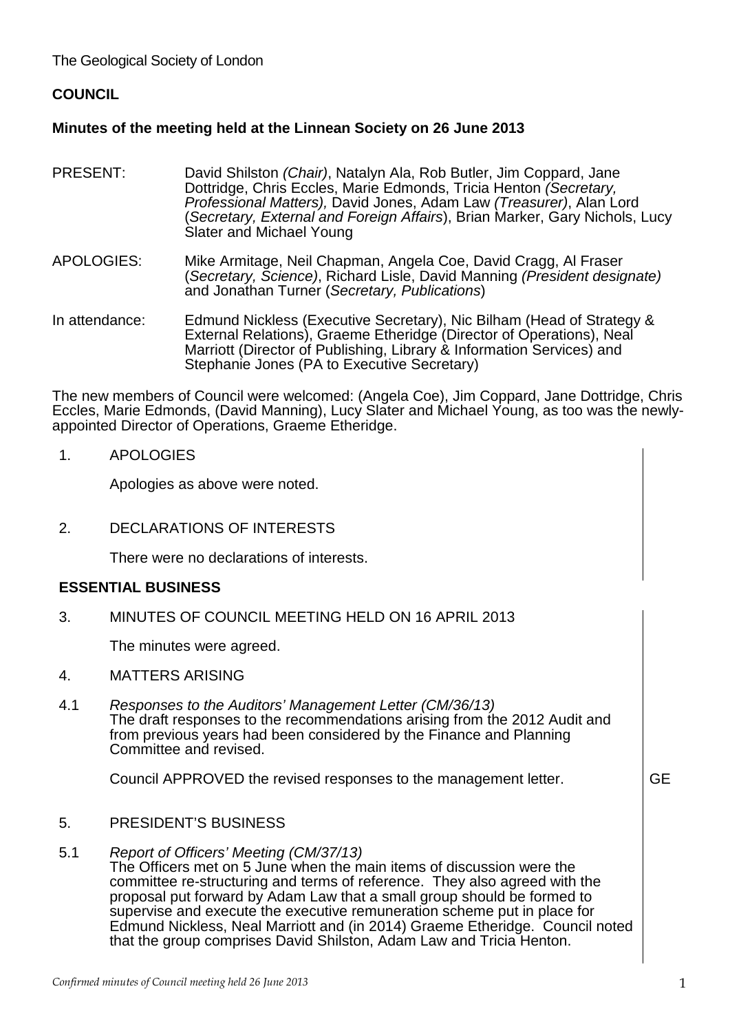The Geological Society of London

**COUNCIL**

**Minutes of the meeting held at the Linnean Society on 26 June 2013**

PRESENT: David Shilston *(Chair)*, Natalyn Ala, Rob Butler, Jim Coppard, Jane Dottridge, Chris Eccles, Marie Edmonds, Tricia Henton *(Secretary, Professional Matters),* David Jones, Adam Law *(Treasurer)*, Alan Lord (*Secretary, External and Foreign Affairs*), Brian Marker, Gary Nichols, Lucy Slater and Michael Young

APOLOGIES: Mike Armitage, Neil Chapman, Angela Coe, David Cragg, Al Fraser (*Secretary, Science)*, Richard Lisle, David Manning *(President designate)* and Jonathan Turner (*Secretary, Publications*)

In attendance: Edmund Nickless (Executive Secretary), Nic Bilham (Head of Strategy & External Relations), Graeme Etheridge (Director of Operations), Neal Marriott (Director of Publishing, Library & Information Services) and Stephanie Jones (PA to Executive Secretary)

The new members of Council were welcomed: (Angela Coe), Jim Coppard, Jane Dottridge, Chris Eccles, Marie Edmonds, (David Manning), Lucy Slater and Michael Young, as too was the newly-appointed Director of Operations, Graeme Etheridge.

1. APOLOGIES

   Apologies as above were noted.

2. DECLARATIONS OF INTERESTS

   There were no declarations of interests.

**ESSENTIAL BUSINESS**

3. MINUTES OF COUNCIL MEETING HELD ON 16 APRIL 2013

   The minutes were agreed.

4. MATTERS ARISING

4.1 *Responses to the Auditors' Management Letter (CM/36/13)*
The draft responses to the recommendations arising from the 2012 Audit and from previous years had been considered by the Finance and Planning Committee and revised.

   Council APPROVED the revised responses to the management letter. — GE

5. PRESIDENT'S BUSINESS

5.1 *Report of Officers' Meeting (CM/37/13)*
The Officers met on 5 June when the main items of discussion were the committee re-structuring and terms of reference. They also agreed with the proposal put forward by Adam Law that a small group should be formed to supervise and execute the executive remuneration scheme put in place for Edmund Nickless, Neal Marriott and (in 2014) Graeme Etheridge. Council noted that the group comprises David Shilston, Adam Law and Tricia Henton.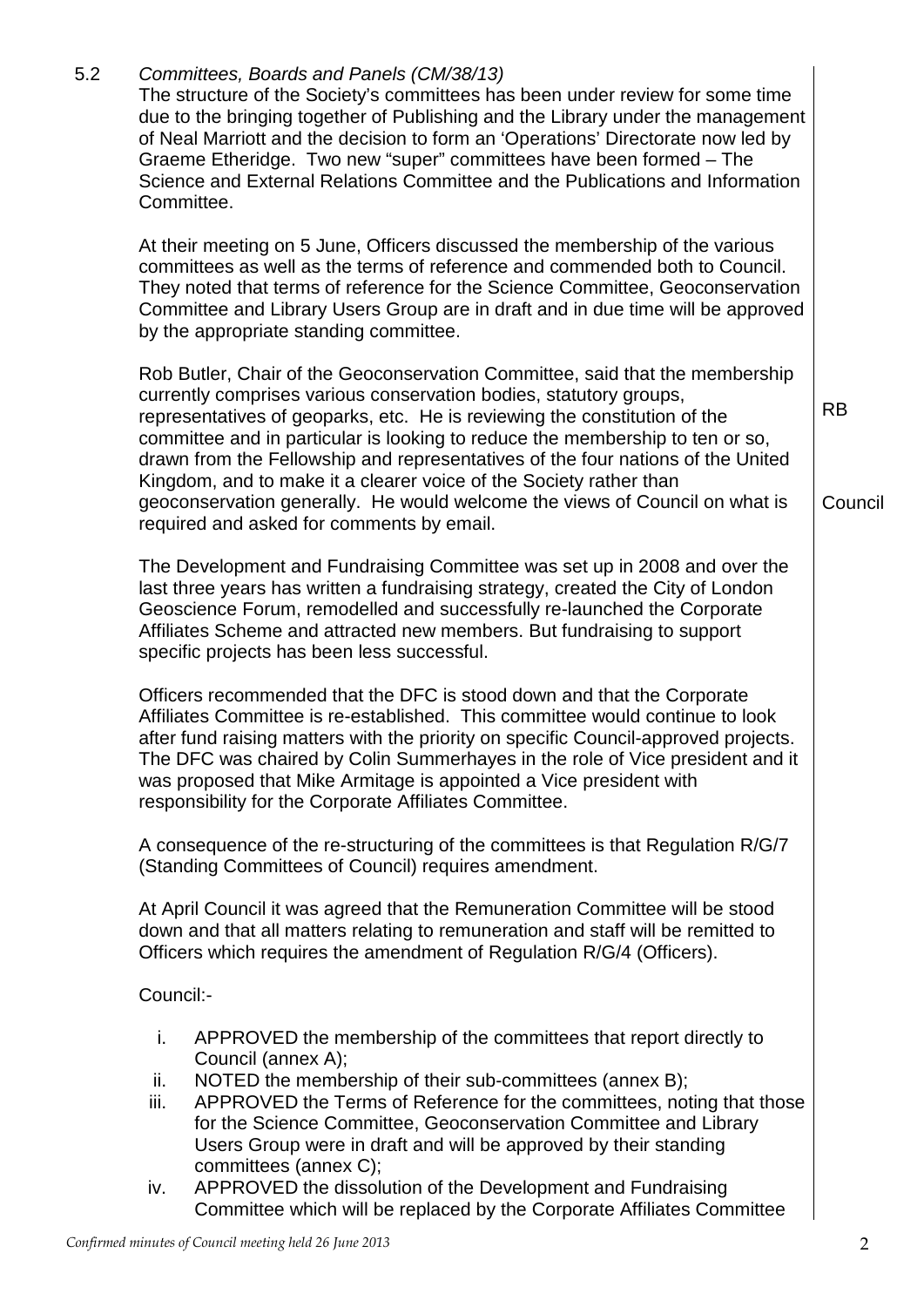## 5.2 *Committees, Boards and Panels (CM/38/13)*

The structure of the Society's committees has been under review for some time due to the bringing together of Publishing and the Library under the management of Neal Marriott and the decision to form an 'Operations' Directorate now led by Graeme Etheridge. Two new "super" committees have been formed – The Science and External Relations Committee and the Publications and Information Committee.

At their meeting on 5 June, Officers discussed the membership of the various committees as well as the terms of reference and commended both to Council. They noted that terms of reference for the Science Committee, Geoconservation Committee and Library Users Group are in draft and in due time will be approved by the appropriate standing committee.

Rob Butler, Chair of the Geoconservation Committee, said that the membership currently comprises various conservation bodies, statutory groups, representatives of geoparks, etc. He is reviewing the constitution of the committee and in particular is looking to reduce the membership to ten or so, drawn from the Fellowship and representatives of the four nations of the United Kingdom, and to make it a clearer voice of the Society rather than geoconservation generally. He would welcome the views of Council on what is required and asked for comments by email.

RB

Council

The Development and Fundraising Committee was set up in 2008 and over the last three years has written a fundraising strategy, created the City of London Geoscience Forum, remodelled and successfully re-launched the Corporate Affiliates Scheme and attracted new members. But fundraising to support specific projects has been less successful.

Officers recommended that the DFC is stood down and that the Corporate Affiliates Committee is re-established. This committee would continue to look after fund raising matters with the priority on specific Council-approved projects. The DFC was chaired by Colin Summerhayes in the role of Vice president and it was proposed that Mike Armitage is appointed a Vice president with responsibility for the Corporate Affiliates Committee.

A consequence of the re-structuring of the committees is that Regulation R/G/7 (Standing Committees of Council) requires amendment.

At April Council it was agreed that the Remuneration Committee will be stood down and that all matters relating to remuneration and staff will be remitted to Officers which requires the amendment of Regulation R/G/4 (Officers).

Council:-

i. APPROVED the membership of the committees that report directly to Council (annex A);
ii. NOTED the membership of their sub-committees (annex B);
iii. APPROVED the Terms of Reference for the committees, noting that those for the Science Committee, Geoconservation Committee and Library Users Group were in draft and will be approved by their standing committees (annex C);
iv. APPROVED the dissolution of the Development and Fundraising Committee which will be replaced by the Corporate Affiliates Committee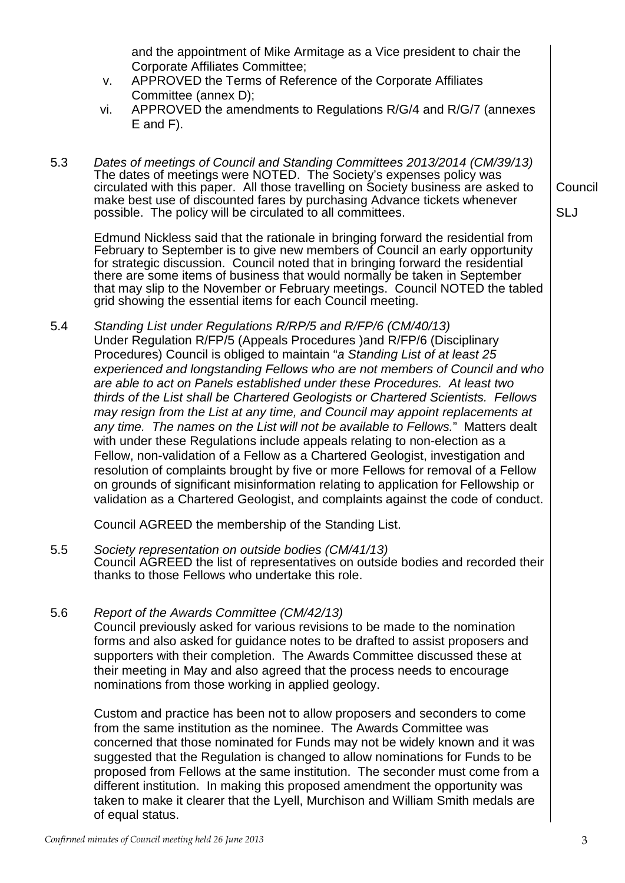and the appointment of Mike Armitage as a Vice president to chair the Corporate Affiliates Committee;

v. APPROVED the Terms of Reference of the Corporate Affiliates Committee (annex D);

vi. APPROVED the amendments to Regulations R/G/4 and R/G/7 (annexes E and F).

5.3 *Dates of meetings of Council and Standing Committees 2013/2014 (CM/39/13)*
The dates of meetings were NOTED. The Society's expenses policy was circulated with this paper. All those travelling on Society business are asked to make best use of discounted fares by purchasing Advance tickets whenever possible. The policy will be circulated to all committees. — **Council** / **SLJ**

Edmund Nickless said that the rationale in bringing forward the residential from February to September is to give new members of Council an early opportunity for strategic discussion. Council noted that in bringing forward the residential there are some items of business that would normally be taken in September that may slip to the November or February meetings. Council NOTED the tabled grid showing the essential items for each Council meeting.

5.4 *Standing List under Regulations R/RP/5 and R/FP/6 (CM/40/13)*
Under Regulation R/FP/5 (Appeals Procedures )and R/FP/6 (Disciplinary Procedures) Council is obliged to maintain "*a Standing List of at least 25 experienced and longstanding Fellows who are not members of Council and who are able to act on Panels established under these Procedures. At least two thirds of the List shall be Chartered Geologists or Chartered Scientists. Fellows may resign from the List at any time, and Council may appoint replacements at any time. The names on the List will not be available to Fellows.*" Matters dealt with under these Regulations include appeals relating to non-election as a Fellow, non-validation of a Fellow as a Chartered Geologist, investigation and resolution of complaints brought by five or more Fellows for removal of a Fellow on grounds of significant misinformation relating to application for Fellowship or validation as a Chartered Geologist, and complaints against the code of conduct.

Council AGREED the membership of the Standing List.

5.5 *Society representation on outside bodies (CM/41/13)*
Council AGREED the list of representatives on outside bodies and recorded their thanks to those Fellows who undertake this role.

5.6 *Report of the Awards Committee (CM/42/13)*
Council previously asked for various revisions to be made to the nomination forms and also asked for guidance notes to be drafted to assist proposers and supporters with their completion. The Awards Committee discussed these at their meeting in May and also agreed that the process needs to encourage nominations from those working in applied geology.

Custom and practice has been not to allow proposers and seconders to come from the same institution as the nominee. The Awards Committee was concerned that those nominated for Funds may not be widely known and it was suggested that the Regulation is changed to allow nominations for Funds to be proposed from Fellows at the same institution. The seconder must come from a different institution. In making this proposed amendment the opportunity was taken to make it clearer that the Lyell, Murchison and William Smith medals are of equal status.

*Confirmed minutes of Council meeting held 26 June 2013*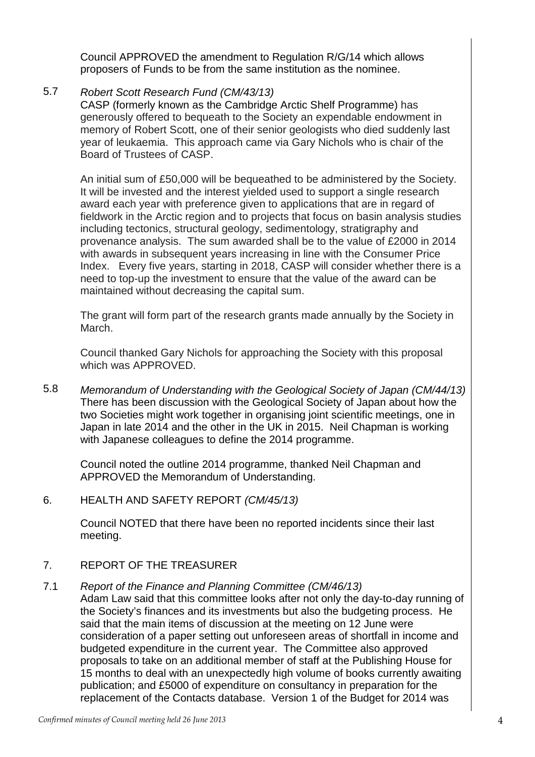Council APPROVED the amendment to Regulation R/G/14 which allows proposers of Funds to be from the same institution as the nominee.

5.7 *Robert Scott Research Fund (CM/43/13)*
CASP (formerly known as the Cambridge Arctic Shelf Programme) has generously offered to bequeath to the Society an expendable endowment in memory of Robert Scott, one of their senior geologists who died suddenly last year of leukaemia. This approach came via Gary Nichols who is chair of the Board of Trustees of CASP.

An initial sum of £50,000 will be bequeathed to be administered by the Society. It will be invested and the interest yielded used to support a single research award each year with preference given to applications that are in regard of fieldwork in the Arctic region and to projects that focus on basin analysis studies including tectonics, structural geology, sedimentology, stratigraphy and provenance analysis. The sum awarded shall be to the value of £2000 in 2014 with awards in subsequent years increasing in line with the Consumer Price Index. Every five years, starting in 2018, CASP will consider whether there is a need to top-up the investment to ensure that the value of the award can be maintained without decreasing the capital sum.

The grant will form part of the research grants made annually by the Society in March.

Council thanked Gary Nichols for approaching the Society with this proposal which was APPROVED.

5.8 *Memorandum of Understanding with the Geological Society of Japan (CM/44/13)*
There has been discussion with the Geological Society of Japan about how the two Societies might work together in organising joint scientific meetings, one in Japan in late 2014 and the other in the UK in 2015. Neil Chapman is working with Japanese colleagues to define the 2014 programme.

Council noted the outline 2014 programme, thanked Neil Chapman and APPROVED the Memorandum of Understanding.

6. HEALTH AND SAFETY REPORT *(CM/45/13)*

Council NOTED that there have been no reported incidents since their last meeting.

7. REPORT OF THE TREASURER

7.1 *Report of the Finance and Planning Committee (CM/46/13)*
Adam Law said that this committee looks after not only the day-to-day running of the Society's finances and its investments but also the budgeting process. He said that the main items of discussion at the meeting on 12 June were consideration of a paper setting out unforeseen areas of shortfall in income and budgeted expenditure in the current year. The Committee also approved proposals to take on an additional member of staff at the Publishing House for 15 months to deal with an unexpectedly high volume of books currently awaiting publication; and £5000 of expenditure on consultancy in preparation for the replacement of the Contacts database. Version 1 of the Budget for 2014 was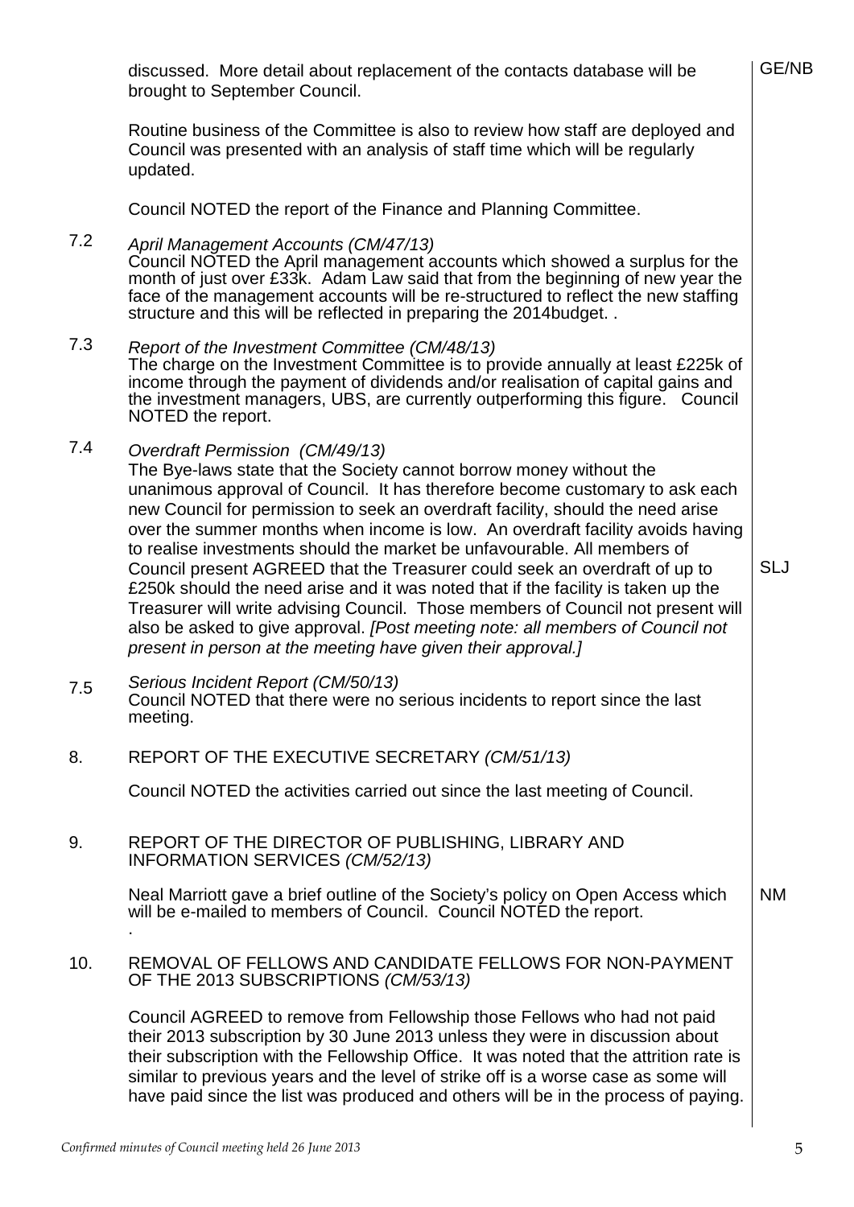discussed. More detail about replacement of the contacts database will be brought to September Council. GE/NB

Routine business of the Committee is also to review how staff are deployed and Council was presented with an analysis of staff time which will be regularly updated.

Council NOTED the report of the Finance and Planning Committee.

7.2 *April Management Accounts (CM/47/13)*
Council NOTED the April management accounts which showed a surplus for the month of just over £33k. Adam Law said that from the beginning of new year the face of the management accounts will be re-structured to reflect the new staffing structure and this will be reflected in preparing the 2014budget. .

7.3 *Report of the Investment Committee (CM/48/13)*
The charge on the Investment Committee is to provide annually at least £225k of income through the payment of dividends and/or realisation of capital gains and the investment managers, UBS, are currently outperforming this figure. Council NOTED the report.

7.4 *Overdraft Permission (CM/49/13)*
The Bye-laws state that the Society cannot borrow money without the unanimous approval of Council. It has therefore become customary to ask each new Council for permission to seek an overdraft facility, should the need arise over the summer months when income is low. An overdraft facility avoids having to realise investments should the market be unfavourable. All members of Council present AGREED that the Treasurer could seek an overdraft of up to £250k should the need arise and it was noted that if the facility is taken up the Treasurer will write advising Council. Those members of Council not present will also be asked to give approval. *[Post meeting note: all members of Council not present in person at the meeting have given their approval.]* SLJ

7.5 *Serious Incident Report (CM/50/13)*
Council NOTED that there were no serious incidents to report since the last meeting.

8. REPORT OF THE EXECUTIVE SECRETARY *(CM/51/13)*

Council NOTED the activities carried out since the last meeting of Council.

9. REPORT OF THE DIRECTOR OF PUBLISHING, LIBRARY AND INFORMATION SERVICES *(CM/52/13)*

Neal Marriott gave a brief outline of the Society's policy on Open Access which will be e-mailed to members of Council. Council NOTED the report. NM
.

10. REMOVAL OF FELLOWS AND CANDIDATE FELLOWS FOR NON-PAYMENT OF THE 2013 SUBSCRIPTIONS *(CM/53/13)*

Council AGREED to remove from Fellowship those Fellows who had not paid their 2013 subscription by 30 June 2013 unless they were in discussion about their subscription with the Fellowship Office. It was noted that the attrition rate is similar to previous years and the level of strike off is a worse case as some will have paid since the list was produced and others will be in the process of paying.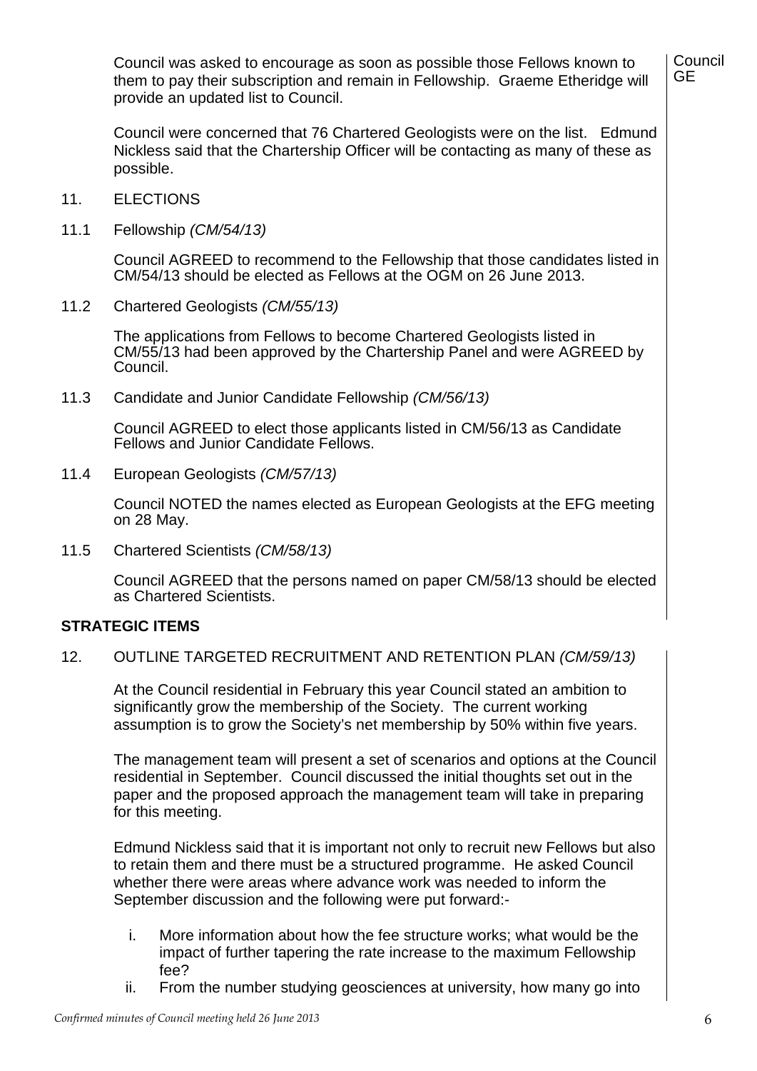Council was asked to encourage as soon as possible those Fellows known to them to pay their subscription and remain in Fellowship. Graeme Etheridge will provide an updated list to Council. — **Council GE**

Council were concerned that 76 Chartered Geologists were on the list. Edmund Nickless said that the Chartership Officer will be contacting as many of these as possible.

11. ELECTIONS

11.1 Fellowship *(CM/54/13)*

Council AGREED to recommend to the Fellowship that those candidates listed in CM/54/13 should be elected as Fellows at the OGM on 26 June 2013.

11.2 Chartered Geologists *(CM/55/13)*

The applications from Fellows to become Chartered Geologists listed in CM/55/13 had been approved by the Chartership Panel and were AGREED by Council.

11.3 Candidate and Junior Candidate Fellowship *(CM/56/13)*

Council AGREED to elect those applicants listed in CM/56/13 as Candidate Fellows and Junior Candidate Fellows.

11.4 European Geologists *(CM/57/13)*

Council NOTED the names elected as European Geologists at the EFG meeting on 28 May.

11.5 Chartered Scientists *(CM/58/13)*

Council AGREED that the persons named on paper CM/58/13 should be elected as Chartered Scientists.

## STRATEGIC ITEMS

12. OUTLINE TARGETED RECRUITMENT AND RETENTION PLAN *(CM/59/13)*

At the Council residential in February this year Council stated an ambition to significantly grow the membership of the Society. The current working assumption is to grow the Society's net membership by 50% within five years.

The management team will present a set of scenarios and options at the Council residential in September. Council discussed the initial thoughts set out in the paper and the proposed approach the management team will take in preparing for this meeting.

Edmund Nickless said that it is important not only to recruit new Fellows but also to retain them and there must be a structured programme. He asked Council whether there were areas where advance work was needed to inform the September discussion and the following were put forward:-

i. More information about how the fee structure works; what would be the impact of further tapering the rate increase to the maximum Fellowship fee?
ii. From the number studying geosciences at university, how many go into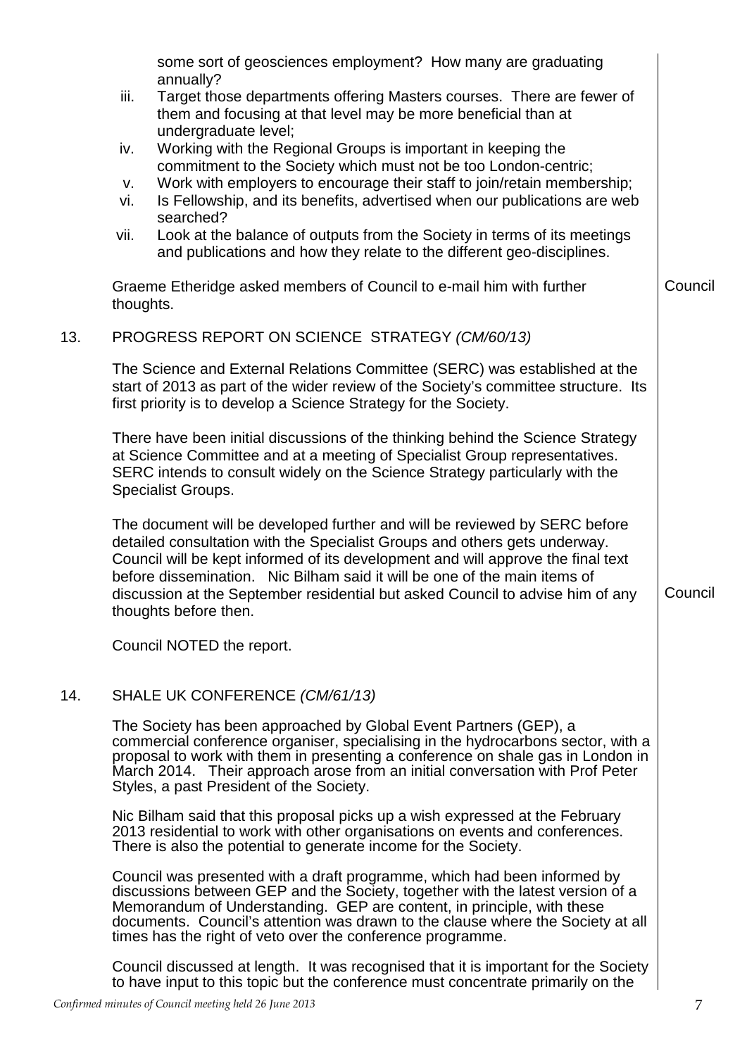some sort of geosciences employment? How many are graduating annually?

iii. Target those departments offering Masters courses. There are fewer of them and focusing at that level may be more beneficial than at undergraduate level;
iv. Working with the Regional Groups is important in keeping the commitment to the Society which must not be too London-centric;
v. Work with employers to encourage their staff to join/retain membership;
vi. Is Fellowship, and its benefits, advertised when our publications are web searched?
vii. Look at the balance of outputs from the Society in terms of its meetings and publications and how they relate to the different geo-disciplines.

Graeme Etheridge asked members of Council to e-mail him with further thoughts. **Council**

## 13. PROGRESS REPORT ON SCIENCE STRATEGY *(CM/60/13)*

The Science and External Relations Committee (SERC) was established at the start of 2013 as part of the wider review of the Society's committee structure. Its first priority is to develop a Science Strategy for the Society.

There have been initial discussions of the thinking behind the Science Strategy at Science Committee and at a meeting of Specialist Group representatives. SERC intends to consult widely on the Science Strategy particularly with the Specialist Groups.

The document will be developed further and will be reviewed by SERC before detailed consultation with the Specialist Groups and others gets underway. Council will be kept informed of its development and will approve the final text before dissemination. Nic Bilham said it will be one of the main items of discussion at the September residential but asked Council to advise him of any thoughts before then. **Council**

Council NOTED the report.

## 14. SHALE UK CONFERENCE *(CM/61/13)*

The Society has been approached by Global Event Partners (GEP), a commercial conference organiser, specialising in the hydrocarbons sector, with a proposal to work with them in presenting a conference on shale gas in London in March 2014. Their approach arose from an initial conversation with Prof Peter Styles, a past President of the Society.

Nic Bilham said that this proposal picks up a wish expressed at the February 2013 residential to work with other organisations on events and conferences. There is also the potential to generate income for the Society.

Council was presented with a draft programme, which had been informed by discussions between GEP and the Society, together with the latest version of a Memorandum of Understanding. GEP are content, in principle, with these documents. Council's attention was drawn to the clause where the Society at all times has the right of veto over the conference programme.

Council discussed at length. It was recognised that it is important for the Society to have input to this topic but the conference must concentrate primarily on the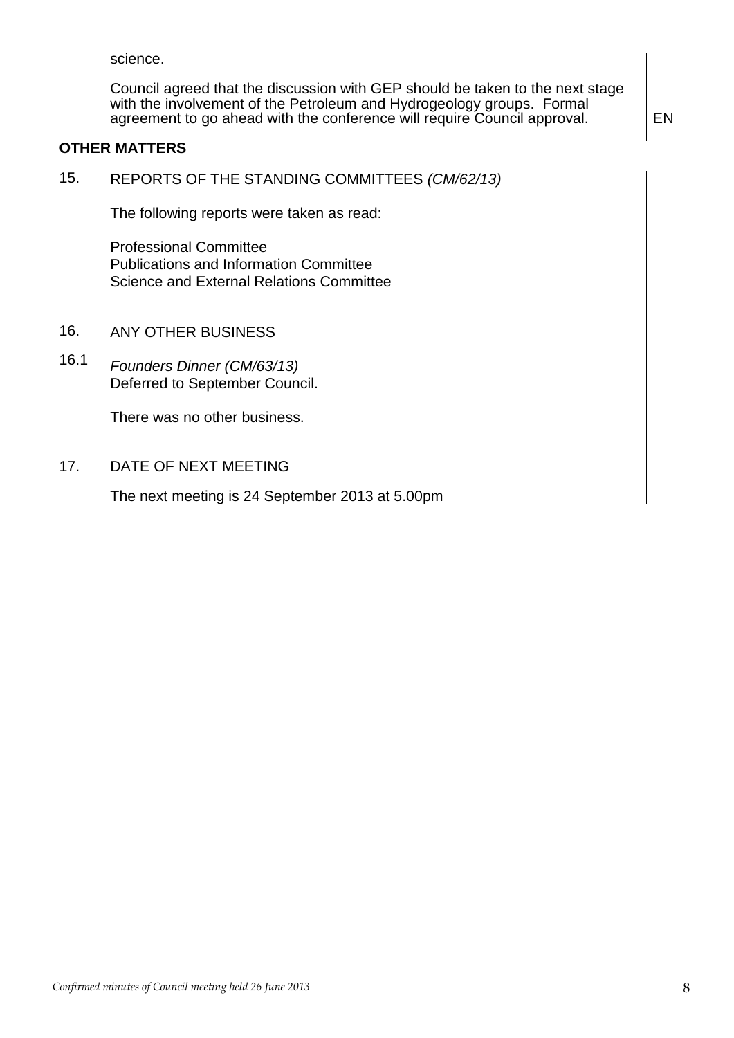science.

Council agreed that the discussion with GEP should be taken to the next stage with the involvement of the Petroleum and Hydrogeology groups. Formal agreement to go ahead with the conference will require Council approval. EN

**OTHER MATTERS**

15. REPORTS OF THE STANDING COMMITTEES *(CM/62/13)*

The following reports were taken as read:

Professional Committee
Publications and Information Committee
Science and External Relations Committee

16. ANY OTHER BUSINESS

16.1 *Founders Dinner (CM/63/13)*
Deferred to September Council.

There was no other business.

17. DATE OF NEXT MEETING

The next meeting is 24 September 2013 at 5.00pm